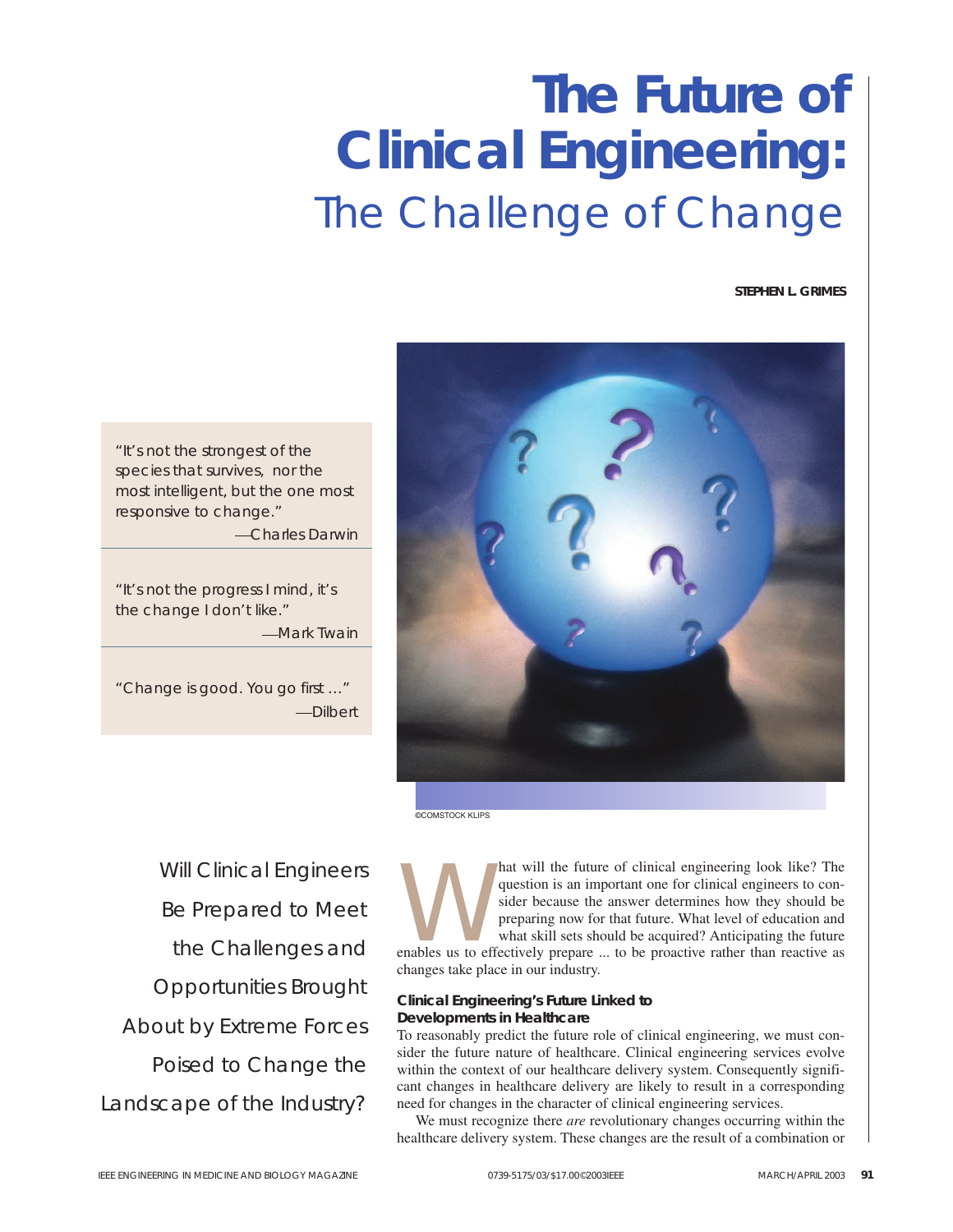# The Future of Clinical Engineering: The Challenge of Change

**STEPHEN L. GRIMES**

"It's not the strongest of the species that survives, nor the most intelligent, but the one most responsive to change."
—Charles Darwin

"It's not the progress I mind, it's the change I don't like."
—Mark Twain

"Change is good. You go first ..."
—Dilbert

©COMSTOCK KLIPS

Will Clinical Engineers Be Prepared to Meet the Challenges and Opportunities Brought About by Extreme Forces Poised to Change the Landscape of the Industry?

What will the future of clinical engineering look like? The question is an important one for clinical engineers to consider because the answer determines how they should be preparing now for that future. What level of education and what skill sets should be acquired? Anticipating the future enables us to effectively prepare ... to be proactive rather than reactive as changes take place in our industry.

### Clinical Engineering's Future Linked to Developments in Healthcare

To reasonably predict the future role of clinical engineering, we must consider the future nature of healthcare. Clinical engineering services evolve within the context of our healthcare delivery system. Consequently significant changes in healthcare delivery are likely to result in a corresponding need for changes in the character of clinical engineering services.

We must recognize there *are* revolutionary changes occurring within the healthcare delivery system. These changes are the result of a combination or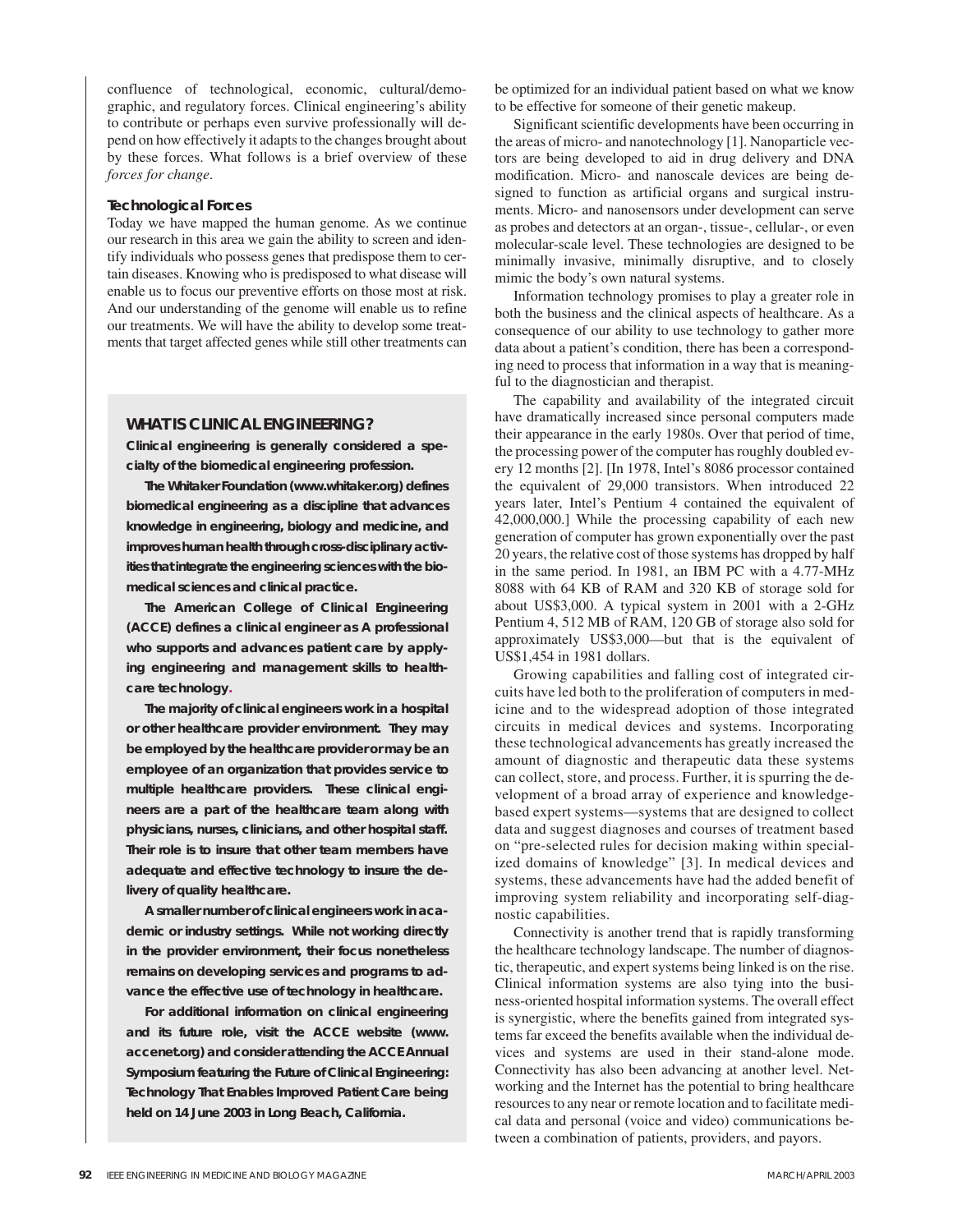confluence of technological, economic, cultural/demographic, and regulatory forces. Clinical engineering's ability to contribute or perhaps even survive professionally will depend on how effectively it adapts to the changes brought about by these forces. What follows is a brief overview of these *forces for change*.

### Technological Forces

Today we have mapped the human genome. As we continue our research in this area we gain the ability to screen and identify individuals who possess genes that predispose them to certain diseases. Knowing who is predisposed to what disease will enable us to focus our preventive efforts on those most at risk. And our understanding of the genome will enable us to refine our treatments. We will have the ability to develop some treatments that target affected genes while still other treatments can be optimized for an individual patient based on what we know to be effective for someone of their genetic makeup.

Significant scientific developments have been occurring in the areas of micro- and nanotechnology [1]. Nanoparticle vectors are being developed to aid in drug delivery and DNA modification. Micro- and nanoscale devices are being designed to function as artificial organs and surgical instruments. Micro- and nanosensors under development can serve as probes and detectors at an organ-, tissue-, cellular-, or even molecular-scale level. These technologies are designed to be minimally invasive, minimally disruptive, and to closely mimic the body's own natural systems.

Information technology promises to play a greater role in both the business and the clinical aspects of healthcare. As a consequence of our ability to use technology to gather more data about a patient's condition, there has been a corresponding need to process that information in a way that is meaningful to the diagnostician and therapist.

The capability and availability of the integrated circuit have dramatically increased since personal computers made their appearance in the early 1980s. Over that period of time, the processing power of the computer has roughly doubled every 12 months [2]. [In 1978, Intel's 8086 processor contained the equivalent of 29,000 transistors. When introduced 22 years later, Intel's Pentium 4 contained the equivalent of 42,000,000.] While the processing capability of each new generation of computer has grown exponentially over the past 20 years, the relative cost of those systems has dropped by half in the same period. In 1981, an IBM PC with a 4.77-MHz 8088 with 64 KB of RAM and 320 KB of storage sold for about US$3,000. A typical system in 2001 with a 2-GHz Pentium 4, 512 MB of RAM, 120 GB of storage also sold for approximately US$3,000—but that is the equivalent of US$1,454 in 1981 dollars.

Growing capabilities and falling cost of integrated circuits have led both to the proliferation of computers in medicine and to the widespread adoption of those integrated circuits in medical devices and systems. Incorporating these technological advancements has greatly increased the amount of diagnostic and therapeutic data these systems can collect, store, and process. Further, it is spurring the development of a broad array of experience and knowledge-based expert systems—systems that are designed to collect data and suggest diagnoses and courses of treatment based on "pre-selected rules for decision making within specialized domains of knowledge" [3]. In medical devices and systems, these advancements have had the added benefit of improving system reliability and incorporating self-diagnostic capabilities.

Connectivity is another trend that is rapidly transforming the healthcare technology landscape. The number of diagnostic, therapeutic, and expert systems being linked is on the rise. Clinical information systems are also tying into the business-oriented hospital information systems. The overall effect is synergistic, where the benefits gained from integrated systems far exceed the benefits available when the individual devices and systems are used in their stand-alone mode. Connectivity has also been advancing at another level. Networking and the Internet has the potential to bring healthcare resources to any near or remote location and to facilitate medical data and personal (voice and video) communications between a combination of patients, providers, and payors.

### WHAT IS CLINICAL ENGINEERING?

**Clinical engineering is generally considered a specialty of the biomedical engineering profession.**

**The Whitaker Foundation (www.whitaker.org) defines biomedical engineering as a discipline that advances knowledge in engineering, biology and medicine, and improves human health through cross-disciplinary activities that integrate the engineering sciences with the biomedical sciences and clinical practice.**

**The American College of Clinical Engineering (ACCE) defines a clinical engineer as A professional who supports and advances patient care by applying engineering and management skills to healthcare technology.**

**The majority of clinical engineers work in a hospital or other healthcare provider environment. They may be employed by the healthcare provider or may be an employee of an organization that provides service to multiple healthcare providers. These clinical engineers are a part of the healthcare team along with physicians, nurses, clinicians, and other hospital staff. Their role is to insure that other team members have adequate and effective technology to insure the delivery of quality healthcare.**

**A smaller number of clinical engineers work in academic or industry settings. While not working directly in the provider environment, their focus nonetheless remains on developing services and programs to advance the effective use of technology in healthcare.**

**For additional information on clinical engineering and its future role, visit the ACCE website (www.accenet.org) and consider attending the ACCE Annual Symposium featuring the Future of Clinical Engineering: Technology That Enables Improved Patient Care being held on 14 June 2003 in Long Beach, California.**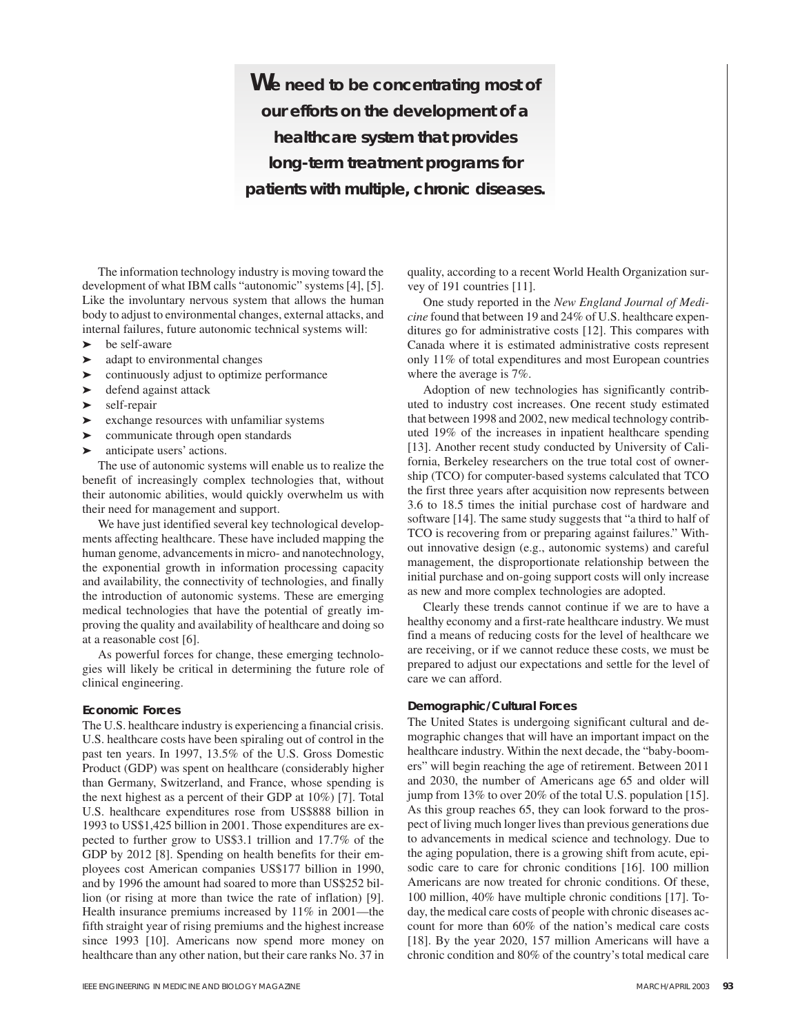> **We need to be concentrating most of our efforts on the development of a healthcare system that provides long-term treatment programs for patients with multiple, chronic diseases.**

The information technology industry is moving toward the development of what IBM calls "autonomic" systems [4], [5]. Like the involuntary nervous system that allows the human body to adjust to environmental changes, external attacks, and internal failures, future autonomic technical systems will:

- be self-aware
- adapt to environmental changes
- continuously adjust to optimize performance
- defend against attack
- self-repair
- exchange resources with unfamiliar systems
- communicate through open standards
- anticipate users' actions.

The use of autonomic systems will enable us to realize the benefit of increasingly complex technologies that, without their autonomic abilities, would quickly overwhelm us with their need for management and support.

We have just identified several key technological developments affecting healthcare. These have included mapping the human genome, advancements in micro- and nanotechnology, the exponential growth in information processing capacity and availability, the connectivity of technologies, and finally the introduction of autonomic systems. These are emerging medical technologies that have the potential of greatly improving the quality and availability of healthcare and doing so at a reasonable cost [6].

As powerful forces for change, these emerging technologies will likely be critical in determining the future role of clinical engineering.

### Economic Forces

The U.S. healthcare industry is experiencing a financial crisis. U.S. healthcare costs have been spiraling out of control in the past ten years. In 1997, 13.5% of the U.S. Gross Domestic Product (GDP) was spent on healthcare (considerably higher than Germany, Switzerland, and France, whose spending is the next highest as a percent of their GDP at 10%) [7]. Total U.S. healthcare expenditures rose from US$888 billion in 1993 to US$1,425 billion in 2001. Those expenditures are expected to further grow to US$3.1 trillion and 17.7% of the GDP by 2012 [8]. Spending on health benefits for their employees cost American companies US$177 billion in 1990, and by 1996 the amount had soared to more than US$252 billion (or rising at more than twice the rate of inflation) [9]. Health insurance premiums increased by 11% in 2001—the fifth straight year of rising premiums and the highest increase since 1993 [10]. Americans now spend more money on healthcare than any other nation, but their care ranks No. 37 in quality, according to a recent World Health Organization survey of 191 countries [11].

One study reported in the *New England Journal of Medicine* found that between 19 and 24% of U.S. healthcare expenditures go for administrative costs [12]. This compares with Canada where it is estimated administrative costs represent only 11% of total expenditures and most European countries where the average is 7%.

Adoption of new technologies has significantly contributed to industry cost increases. One recent study estimated that between 1998 and 2002, new medical technology contributed 19% of the increases in inpatient healthcare spending [13]. Another recent study conducted by University of California, Berkeley researchers on the true total cost of ownership (TCO) for computer-based systems calculated that TCO the first three years after acquisition now represents between 3.6 to 18.5 times the initial purchase cost of hardware and software [14]. The same study suggests that "a third to half of TCO is recovering from or preparing against failures." Without innovative design (e.g., autonomic systems) and careful management, the disproportionate relationship between the initial purchase and on-going support costs will only increase as new and more complex technologies are adopted.

Clearly these trends cannot continue if we are to have a healthy economy and a first-rate healthcare industry. We must find a means of reducing costs for the level of healthcare we are receiving, or if we cannot reduce these costs, we must be prepared to adjust our expectations and settle for the level of care we can afford.

### Demographic/Cultural Forces

The United States is undergoing significant cultural and demographic changes that will have an important impact on the healthcare industry. Within the next decade, the "baby-boomers" will begin reaching the age of retirement. Between 2011 and 2030, the number of Americans age 65 and older will jump from 13% to over 20% of the total U.S. population [15]. As this group reaches 65, they can look forward to the prospect of living much longer lives than previous generations due to advancements in medical science and technology. Due to the aging population, there is a growing shift from acute, episodic care to care for chronic conditions [16]. 100 million Americans are now treated for chronic conditions. Of these, 100 million, 40% have multiple chronic conditions [17]. Today, the medical care costs of people with chronic diseases account for more than 60% of the nation's medical care costs [18]. By the year 2020, 157 million Americans will have a chronic condition and 80% of the country's total medical care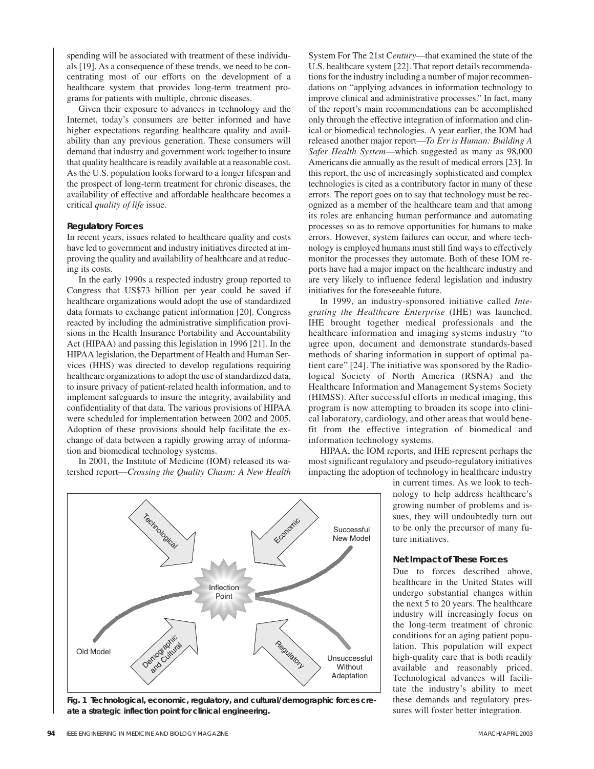spending will be associated with treatment of these individuals [19]. As a consequence of these trends, we need to be concentrating most of our efforts on the development of a healthcare system that provides long-term treatment programs for patients with multiple, chronic diseases.

Given their exposure to advances in technology and the Internet, today's consumers are better informed and have higher expectations regarding healthcare quality and availability than any previous generation. These consumers will demand that industry and government work together to insure that quality healthcare is readily available at a reasonable cost. As the U.S. population looks forward to a longer lifespan and the prospect of long-term treatment for chronic diseases, the availability of effective and affordable healthcare becomes a critical *quality of life* issue.

### Regulatory Forces

In recent years, issues related to healthcare quality and costs have led to government and industry initiatives directed at improving the quality and availability of healthcare and at reducing its costs.

In the early 1990s a respected industry group reported to Congress that US$73 billion per year could be saved if healthcare organizations would adopt the use of standardized data formats to exchange patient information [20]. Congress reacted by including the administrative simplification provisions in the Health Insurance Portability and Accountability Act (HIPAA) and passing this legislation in 1996 [21]. In the HIPAA legislation, the Department of Health and Human Services (HHS) was directed to develop regulations requiring healthcare organizations to adopt the use of standardized data, to insure privacy of patient-related health information, and to implement safeguards to insure the integrity, availability and confidentiality of that data. The various provisions of HIPAA were scheduled for implementation between 2002 and 2005. Adoption of these provisions should help facilitate the exchange of data between a rapidly growing array of information and biomedical technology systems.

In 2001, the Institute of Medicine (IOM) released its watershed report—*Crossing the Quality Chasm: A New Health System For The 21st Century*—that examined the state of the U.S. healthcare system [22]. That report details recommendations for the industry including a number of major recommendations on "applying advances in information technology to improve clinical and administrative processes." In fact, many of the report's main recommendations can be accomplished only through the effective integration of information and clinical or biomedical technologies. A year earlier, the IOM had released another major report—*To Err is Human: Building A Safer Health System*—which suggested as many as 98,000 Americans die annually as the result of medical errors [23]. In this report, the use of increasingly sophisticated and complex technologies is cited as a contributory factor in many of these errors. The report goes on to say that technology must be recognized as a member of the healthcare team and that among its roles are enhancing human performance and automating processes so as to remove opportunities for humans to make errors. However, system failures can occur, and where technology is employed humans must still find ways to effectively monitor the processes they automate. Both of these IOM reports have had a major impact on the healthcare industry and are very likely to influence federal legislation and industry initiatives for the foreseeable future.

In 1999, an industry-sponsored initiative called *Integrating the Healthcare Enterprise* (IHE) was launched. IHE brought together medical professionals and the healthcare information and imaging systems industry "to agree upon, document and demonstrate standards-based methods of sharing information in support of optimal patient care" [24]. The initiative was sponsored by the Radiological Society of North America (RSNA) and the Healthcare Information and Management Systems Society (HIMSS). After successful efforts in medical imaging, this program is now attempting to broaden its scope into clinical laboratory, cardiology, and other areas that would benefit from the effective integration of biomedical and information technology systems.

HIPAA, the IOM reports, and IHE represent perhaps the most significant regulatory and pseudo-regulatory initiatives impacting the adoption of technology in healthcare industry in current times. As we look to technology to help address healthcare's growing number of problems and issues, they will undoubtedly turn out to be only the precursor of many future initiatives.

**Fig. 1 Technological, economic, regulatory, and cultural/demographic forces create a strategic inflection point for clinical engineering.**

### Net Impact of These Forces

Due to forces described above, healthcare in the United States will undergo substantial changes within the next 5 to 20 years. The healthcare industry will increasingly focus on the long-term treatment of chronic conditions for an aging patient population. This population will expect high-quality care that is both readily available and reasonably priced. Technological advances will facilitate the industry's ability to meet these demands and regulatory pressures will foster better integration.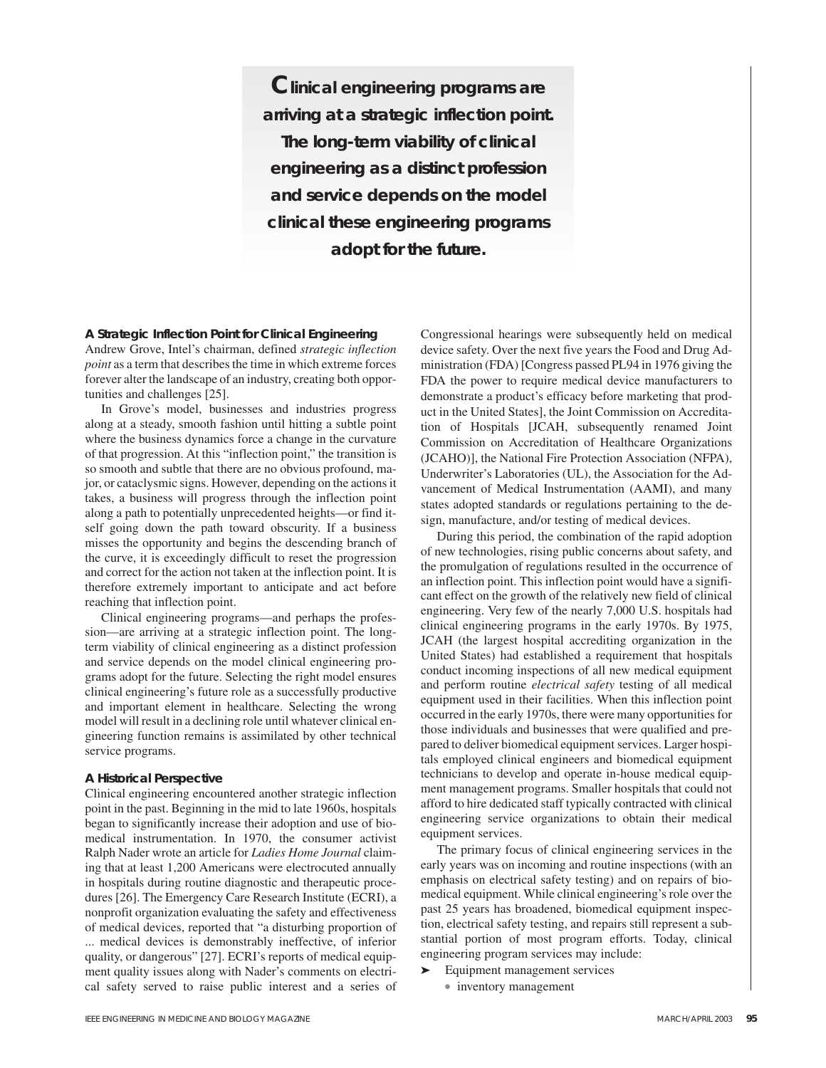**Clinical engineering programs are arriving at a strategic inflection point. The long-term viability of clinical engineering as a distinct profession and service depends on the model clinical these engineering programs adopt for the future.**

### A Strategic Inflection Point for Clinical Engineering

Andrew Grove, Intel's chairman, defined *strategic inflection point* as a term that describes the time in which extreme forces forever alter the landscape of an industry, creating both opportunities and challenges [25].

In Grove's model, businesses and industries progress along at a steady, smooth fashion until hitting a subtle point where the business dynamics force a change in the curvature of that progression. At this "inflection point," the transition is so smooth and subtle that there are no obvious profound, major, or cataclysmic signs. However, depending on the actions it takes, a business will progress through the inflection point along a path to potentially unprecedented heights—or find itself going down the path toward obscurity. If a business misses the opportunity and begins the descending branch of the curve, it is exceedingly difficult to reset the progression and correct for the action not taken at the inflection point. It is therefore extremely important to anticipate and act before reaching that inflection point.

Clinical engineering programs—and perhaps the profession—are arriving at a strategic inflection point. The long-term viability of clinical engineering as a distinct profession and service depends on the model clinical engineering programs adopt for the future. Selecting the right model ensures clinical engineering's future role as a successfully productive and important element in healthcare. Selecting the wrong model will result in a declining role until whatever clinical engineering function remains is assimilated by other technical service programs.

### A Historical Perspective

Clinical engineering encountered another strategic inflection point in the past. Beginning in the mid to late 1960s, hospitals began to significantly increase their adoption and use of biomedical instrumentation. In 1970, the consumer activist Ralph Nader wrote an article for *Ladies Home Journal* claiming that at least 1,200 Americans were electrocuted annually in hospitals during routine diagnostic and therapeutic procedures [26]. The Emergency Care Research Institute (ECRI), a nonprofit organization evaluating the safety and effectiveness of medical devices, reported that "a disturbing proportion of ... medical devices is demonstrably ineffective, of inferior quality, or dangerous" [27]. ECRI's reports of medical equipment quality issues along with Nader's comments on electrical safety served to raise public interest and a series of Congressional hearings were subsequently held on medical device safety. Over the next five years the Food and Drug Administration (FDA) [Congress passed PL94 in 1976 giving the FDA the power to require medical device manufacturers to demonstrate a product's efficacy before marketing that product in the United States], the Joint Commission on Accreditation of Hospitals [JCAH, subsequently renamed Joint Commission on Accreditation of Healthcare Organizations (JCAHO)], the National Fire Protection Association (NFPA), Underwriter's Laboratories (UL), the Association for the Advancement of Medical Instrumentation (AAMI), and many states adopted standards or regulations pertaining to the design, manufacture, and/or testing of medical devices.

During this period, the combination of the rapid adoption of new technologies, rising public concerns about safety, and the promulgation of regulations resulted in the occurrence of an inflection point. This inflection point would have a significant effect on the growth of the relatively new field of clinical engineering. Very few of the nearly 7,000 U.S. hospitals had clinical engineering programs in the early 1970s. By 1975, JCAH (the largest hospital accrediting organization in the United States) had established a requirement that hospitals conduct incoming inspections of all new medical equipment and perform routine *electrical safety* testing of all medical equipment used in their facilities. When this inflection point occurred in the early 1970s, there were many opportunities for those individuals and businesses that were qualified and prepared to deliver biomedical equipment services. Larger hospitals employed clinical engineers and biomedical equipment technicians to develop and operate in-house medical equipment management programs. Smaller hospitals that could not afford to hire dedicated staff typically contracted with clinical engineering service organizations to obtain their medical equipment services.

The primary focus of clinical engineering services in the early years was on incoming and routine inspections (with an emphasis on electrical safety testing) and on repairs of biomedical equipment. While clinical engineering's role over the past 25 years has broadened, biomedical equipment inspection, electrical safety testing, and repairs still represent a substantial portion of most program efforts. Today, clinical engineering program services may include:

- Equipment management services
  - inventory management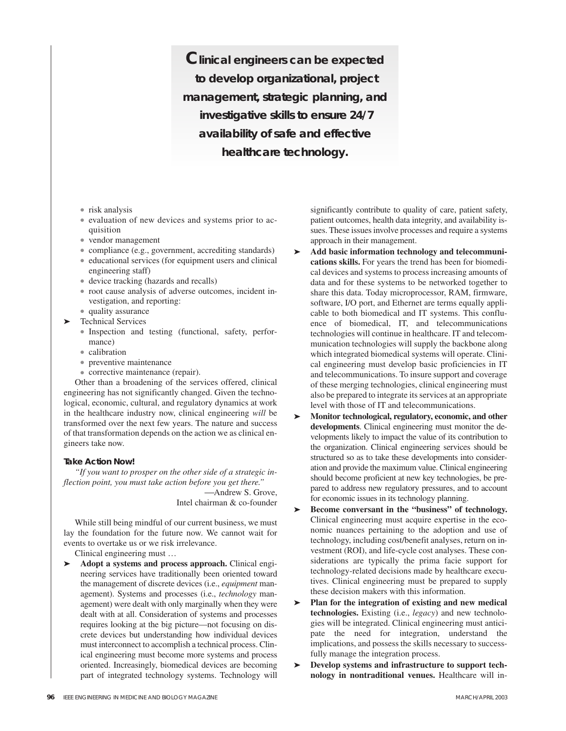**Clinical engineers can be expected to develop organizational, project management, strategic planning, and investigative skills to ensure 24/7 availability of safe and effective healthcare technology.**

- risk analysis
- evaluation of new devices and systems prior to acquisition
- vendor management
- compliance (e.g., government, accrediting standards)
- educational services (for equipment users and clinical engineering staff)
- device tracking (hazards and recalls)
- root cause analysis of adverse outcomes, incident investigation, and reporting:
- quality assurance

➤ Technical Services
- Inspection and testing (functional, safety, performance)
- calibration
- preventive maintenance
- corrective maintenance (repair).

Other than a broadening of the services offered, clinical engineering has not significantly changed. Given the technological, economic, cultural, and regulatory dynamics at work in the healthcare industry now, clinical engineering *will* be transformed over the next few years. The nature and success of that transformation depends on the action we as clinical engineers take now.

### Take Action Now!

*"If you want to prosper on the other side of a strategic inflection point, you must take action before you get there."*

—Andrew S. Grove,
Intel chairman & co-founder

While still being mindful of our current business, we must lay the foundation for the future now. We cannot wait for events to overtake us or we risk irrelevance.

Clinical engineering must …

➤ **Adopt a systems and process approach.** Clinical engineering services have traditionally been oriented toward the management of discrete devices (i.e., *equipment* management). Systems and processes (i.e., *technology* management) were dealt with only marginally when they were dealt with at all. Consideration of systems and processes requires looking at the big picture—not focusing on discrete devices but understanding how individual devices must interconnect to accomplish a technical process. Clinical engineering must become more systems and process oriented. Increasingly, biomedical devices are becoming part of integrated technology systems. Technology will significantly contribute to quality of care, patient safety, patient outcomes, health data integrity, and availability issues. These issues involve processes and require a systems approach in their management.

➤ **Add basic information technology and telecommunications skills.** For years the trend has been for biomedical devices and systems to process increasing amounts of data and for these systems to be networked together to share this data. Today microprocessor, RAM, firmware, software, I/O port, and Ethernet are terms equally applicable to both biomedical and IT systems. This confluence of biomedical, IT, and telecommunications technologies will continue in healthcare. IT and telecommunication technologies will supply the backbone along which integrated biomedical systems will operate. Clinical engineering must develop basic proficiencies in IT and telecommunications. To insure support and coverage of these merging technologies, clinical engineering must also be prepared to integrate its services at an appropriate level with those of IT and telecommunications.

➤ **Monitor technological, regulatory, economic, and other developments**. Clinical engineering must monitor the developments likely to impact the value of its contribution to the organization. Clinical engineering services should be structured so as to take these developments into consideration and provide the maximum value. Clinical engineering should become proficient at new key technologies, be prepared to address new regulatory pressures, and to account for economic issues in its technology planning.

➤ **Become conversant in the "business" of technology.** Clinical engineering must acquire expertise in the economic nuances pertaining to the adoption and use of technology, including cost/benefit analyses, return on investment (ROI), and life-cycle cost analyses. These considerations are typically the prima facie support for technology-related decisions made by healthcare executives. Clinical engineering must be prepared to supply these decision makers with this information.

➤ **Plan for the integration of existing and new medical technologies.** Existing (i.e., *legacy*) and new technologies will be integrated. Clinical engineering must anticipate the need for integration, understand the implications, and possess the skills necessary to successfully manage the integration process.

➤ **Develop systems and infrastructure to support technology in nontraditional venues.** Healthcare will in-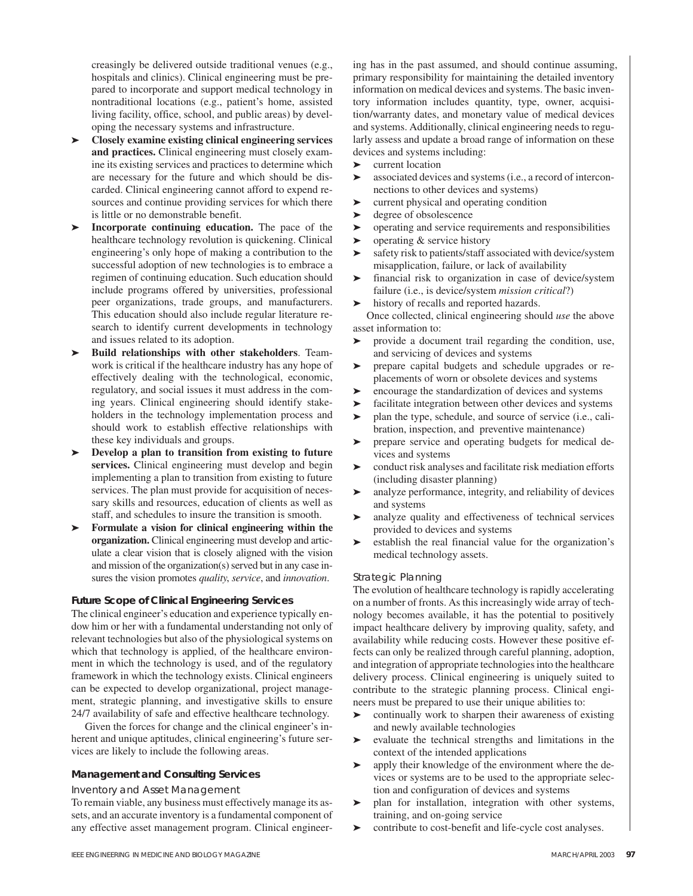creasingly be delivered outside traditional venues (e.g., hospitals and clinics). Clinical engineering must be prepared to incorporate and support medical technology in nontraditional locations (e.g., patient's home, assisted living facility, office, school, and public areas) by developing the necessary systems and infrastructure.

- **Closely examine existing clinical engineering services and practices.** Clinical engineering must closely examine its existing services and practices to determine which are necessary for the future and which should be discarded. Clinical engineering cannot afford to expend resources and continue providing services for which there is little or no demonstrable benefit.
- **Incorporate continuing education.** The pace of the healthcare technology revolution is quickening. Clinical engineering's only hope of making a contribution to the successful adoption of new technologies is to embrace a regimen of continuing education. Such education should include programs offered by universities, professional peer organizations, trade groups, and manufacturers. This education should also include regular literature research to identify current developments in technology and issues related to its adoption.
- **Build relationships with other stakeholders**. Teamwork is critical if the healthcare industry has any hope of effectively dealing with the technological, economic, regulatory, and social issues it must address in the coming years. Clinical engineering should identify stakeholders in the technology implementation process and should work to establish effective relationships with these key individuals and groups.
- **Develop a plan to transition from existing to future services.** Clinical engineering must develop and begin implementing a plan to transition from existing to future services. The plan must provide for acquisition of necessary skills and resources, education of clients as well as staff, and schedules to insure the transition is smooth.
- **Formulate a vision for clinical engineering within the organization.** Clinical engineering must develop and articulate a clear vision that is closely aligned with the vision and mission of the organization(s) served but in any case insures the vision promotes *quality*, *service*, and *innovation*.

### Future Scope of Clinical Engineering Services

The clinical engineer's education and experience typically endow him or her with a fundamental understanding not only of relevant technologies but also of the physiological systems on which that technology is applied, of the healthcare environment in which the technology is used, and of the regulatory framework in which the technology exists. Clinical engineers can be expected to develop organizational, project management, strategic planning, and investigative skills to ensure 24/7 availability of safe and effective healthcare technology.

Given the forces for change and the clinical engineer's inherent and unique aptitudes, clinical engineering's future services are likely to include the following areas.

### Management and Consulting Services

#### Inventory and Asset Management

To remain viable, any business must effectively manage its assets, and an accurate inventory is a fundamental component of any effective asset management program. Clinical engineering has in the past assumed, and should continue assuming, primary responsibility for maintaining the detailed inventory information on medical devices and systems. The basic inventory information includes quantity, type, owner, acquisition/warranty dates, and monetary value of medical devices and systems. Additionally, clinical engineering needs to regularly assess and update a broad range of information on these devices and systems including:

- current location
- associated devices and systems (i.e., a record of interconnections to other devices and systems)
- current physical and operating condition
- degree of obsolescence
- operating and service requirements and responsibilities
- operating & service history
- safety risk to patients/staff associated with device/system misapplication, failure, or lack of availability
- financial risk to organization in case of device/system failure (i.e., is device/system *mission critical*?)
- history of recalls and reported hazards.

Once collected, clinical engineering should *use* the above asset information to:

- provide a document trail regarding the condition, use, and servicing of devices and systems
- prepare capital budgets and schedule upgrades or replacements of worn or obsolete devices and systems
- encourage the standardization of devices and systems
- facilitate integration between other devices and systems
- plan the type, schedule, and source of service (i.e., calibration, inspection, and preventive maintenance)
- prepare service and operating budgets for medical devices and systems
- conduct risk analyses and facilitate risk mediation efforts (including disaster planning)
- analyze performance, integrity, and reliability of devices and systems
- analyze quality and effectiveness of technical services provided to devices and systems
- establish the real financial value for the organization's medical technology assets.

#### Strategic Planning

The evolution of healthcare technology is rapidly accelerating on a number of fronts. As this increasingly wide array of technology becomes available, it has the potential to positively impact healthcare delivery by improving quality, safety, and availability while reducing costs. However these positive effects can only be realized through careful planning, adoption, and integration of appropriate technologies into the healthcare delivery process. Clinical engineering is uniquely suited to contribute to the strategic planning process. Clinical engineers must be prepared to use their unique abilities to:

- continually work to sharpen their awareness of existing and newly available technologies
- evaluate the technical strengths and limitations in the context of the intended applications
- apply their knowledge of the environment where the devices or systems are to be used to the appropriate selection and configuration of devices and systems
- plan for installation, integration with other systems, training, and on-going service
- contribute to cost-benefit and life-cycle cost analyses.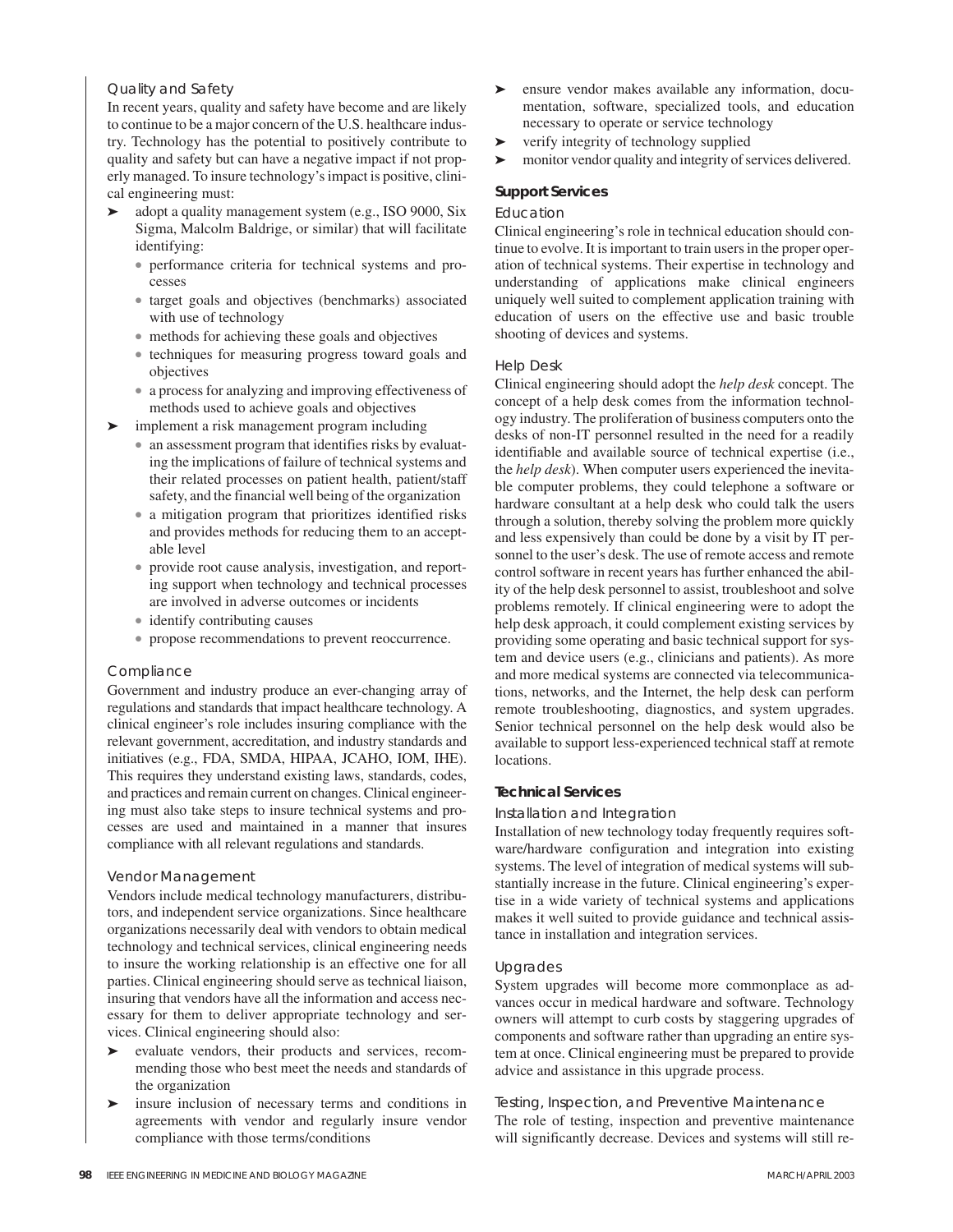### Quality and Safety

In recent years, quality and safety have become and are likely to continue to be a major concern of the U.S. healthcare industry. Technology has the potential to positively contribute to quality and safety but can have a negative impact if not properly managed. To insure technology's impact is positive, clinical engineering must:

- adopt a quality management system (e.g., ISO 9000, Six Sigma, Malcolm Baldrige, or similar) that will facilitate identifying:
  - performance criteria for technical systems and processes
  - target goals and objectives (benchmarks) associated with use of technology
  - methods for achieving these goals and objectives
  - techniques for measuring progress toward goals and objectives
  - a process for analyzing and improving effectiveness of methods used to achieve goals and objectives
- implement a risk management program including
  - an assessment program that identifies risks by evaluating the implications of failure of technical systems and their related processes on patient health, patient/staff safety, and the financial well being of the organization
  - a mitigation program that prioritizes identified risks and provides methods for reducing them to an acceptable level
  - provide root cause analysis, investigation, and reporting support when technology and technical processes are involved in adverse outcomes or incidents
  - identify contributing causes
  - propose recommendations to prevent reoccurrence.

### Compliance

Government and industry produce an ever-changing array of regulations and standards that impact healthcare technology. A clinical engineer's role includes insuring compliance with the relevant government, accreditation, and industry standards and initiatives (e.g., FDA, SMDA, HIPAA, JCAHO, IOM, IHE). This requires they understand existing laws, standards, codes, and practices and remain current on changes. Clinical engineering must also take steps to insure technical systems and processes are used and maintained in a manner that insures compliance with all relevant regulations and standards.

### Vendor Management

Vendors include medical technology manufacturers, distributors, and independent service organizations. Since healthcare organizations necessarily deal with vendors to obtain medical technology and technical services, clinical engineering needs to insure the working relationship is an effective one for all parties. Clinical engineering should serve as technical liaison, insuring that vendors have all the information and access necessary for them to deliver appropriate technology and services. Clinical engineering should also:

- evaluate vendors, their products and services, recommending those who best meet the needs and standards of the organization
- insure inclusion of necessary terms and conditions in agreements with vendor and regularly insure vendor compliance with those terms/conditions
- ensure vendor makes available any information, documentation, software, specialized tools, and education necessary to operate or service technology
- verify integrity of technology supplied
- monitor vendor quality and integrity of services delivered.

## Support Services

### Education

Clinical engineering's role in technical education should continue to evolve. It is important to train users in the proper operation of technical systems. Their expertise in technology and understanding of applications make clinical engineers uniquely well suited to complement application training with education of users on the effective use and basic trouble shooting of devices and systems.

### Help Desk

Clinical engineering should adopt the *help desk* concept. The concept of a help desk comes from the information technology industry. The proliferation of business computers onto the desks of non-IT personnel resulted in the need for a readily identifiable and available source of technical expertise (i.e., the *help desk*). When computer users experienced the inevitable computer problems, they could telephone a software or hardware consultant at a help desk who could talk the users through a solution, thereby solving the problem more quickly and less expensively than could be done by a visit by IT personnel to the user's desk. The use of remote access and remote control software in recent years has further enhanced the ability of the help desk personnel to assist, troubleshoot and solve problems remotely. If clinical engineering were to adopt the help desk approach, it could complement existing services by providing some operating and basic technical support for system and device users (e.g., clinicians and patients). As more and more medical systems are connected via telecommunications, networks, and the Internet, the help desk can perform remote troubleshooting, diagnostics, and system upgrades. Senior technical personnel on the help desk would also be available to support less-experienced technical staff at remote locations.

## Technical Services

### Installation and Integration

Installation of new technology today frequently requires software/hardware configuration and integration into existing systems. The level of integration of medical systems will substantially increase in the future. Clinical engineering's expertise in a wide variety of technical systems and applications makes it well suited to provide guidance and technical assistance in installation and integration services.

### Upgrades

System upgrades will become more commonplace as advances occur in medical hardware and software. Technology owners will attempt to curb costs by staggering upgrades of components and software rather than upgrading an entire system at once. Clinical engineering must be prepared to provide advice and assistance in this upgrade process.

### Testing, Inspection, and Preventive Maintenance

The role of testing, inspection and preventive maintenance will significantly decrease. Devices and systems will still re-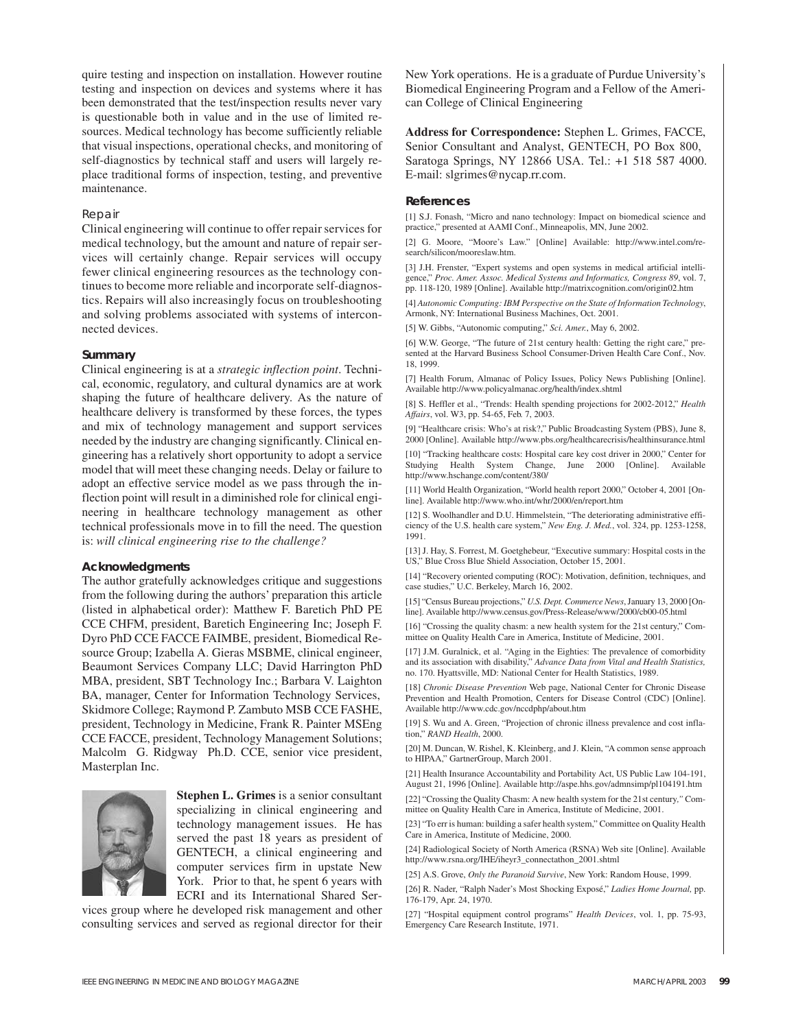quire testing and inspection on installation. However routine testing and inspection on devices and systems where it has been demonstrated that the test/inspection results never vary is questionable both in value and in the use of limited resources. Medical technology has become sufficiently reliable that visual inspections, operational checks, and monitoring of self-diagnostics by technical staff and users will largely replace traditional forms of inspection, testing, and preventive maintenance.

### Repair

Clinical engineering will continue to offer repair services for medical technology, but the amount and nature of repair services will certainly change. Repair services will occupy fewer clinical engineering resources as the technology continues to become more reliable and incorporate self-diagnostics. Repairs will also increasingly focus on troubleshooting and solving problems associated with systems of interconnected devices.

## Summary

Clinical engineering is at a *strategic inflection point*. Technical, economic, regulatory, and cultural dynamics are at work shaping the future of healthcare delivery. As the nature of healthcare delivery is transformed by these forces, the types and mix of technology management and support services needed by the industry are changing significantly. Clinical engineering has a relatively short opportunity to adopt a service model that will meet these changing needs. Delay or failure to adopt an effective service model as we pass through the inflection point will result in a diminished role for clinical engineering in healthcare technology management as other technical professionals move in to fill the need. The question is: *will clinical engineering rise to the challenge?*

## Acknowledgments

The author gratefully acknowledges critique and suggestions from the following during the authors' preparation this article (listed in alphabetical order): Matthew F. Baretich PhD PE CCE CHFM, president, Baretich Engineering Inc; Joseph F. Dyro PhD CCE FACCE FAIMBE, president, Biomedical Resource Group; Izabella A. Gieras MSBME, clinical engineer, Beaumont Services Company LLC; David Harrington PhD MBA, president, SBT Technology Inc.; Barbara V. Laighton BA, manager, Center for Information Technology Services, Skidmore College; Raymond P. Zambuto MSB CCE FASHE, president, Technology in Medicine, Frank R. Painter MSEng CCE FACCE, president, Technology Management Solutions; Malcolm G. Ridgway Ph.D. CCE, senior vice president, Masterplan Inc.

**Stephen L. Grimes** is a senior consultant specializing in clinical engineering and technology management issues. He has served the past 18 years as president of GENTECH, a clinical engineering and computer services firm in upstate New York. Prior to that, he spent 6 years with ECRI and its International Shared Services group where he developed risk management and other consulting services and served as regional director for their New York operations. He is a graduate of Purdue University's Biomedical Engineering Program and a Fellow of the American College of Clinical Engineering

**Address for Correspondence:** Stephen L. Grimes, FACCE, Senior Consultant and Analyst, GENTECH, PO Box 800, Saratoga Springs, NY 12866 USA. Tel.: +1 518 587 4000. E-mail: slgrimes@nycap.rr.com.

## References

[1] S.J. Fonash, "Micro and nano technology: Impact on biomedical science and practice," presented at AAMI Conf., Minneapolis, MN, June 2002.

[2] G. Moore, "Moore's Law." [Online] Available: http://www.intel.com/research/silicon/mooreslaw.htm.

[3] J.H. Frenster, "Expert systems and open systems in medical artificial intelligence," *Proc. Amer. Assoc. Medical Systems and Informatics, Congress 89*, vol. 7, pp. 118-120, 1989 [Online]. Available http://matrixcognition.com/origin02.htm

[4] *Autonomic Computing: IBM Perspective on the State of Information Technology*, Armonk, NY: International Business Machines, Oct. 2001.

[5] W. Gibbs, "Autonomic computing," *Sci. Amer.*, May 6, 2002.

[6] W.W. George, "The future of 21st century health: Getting the right care," presented at the Harvard Business School Consumer-Driven Health Care Conf., Nov. 18, 1999.

[7] Health Forum, Almanac of Policy Issues, Policy News Publishing [Online]. Available http://www.policyalmanac.org/health/index.shtml

[8] S. Heffler et al., "Trends: Health spending projections for 2002-2012," *Health Affairs*, vol. W3, pp. 54-65, Feb. 7, 2003.

[9] "Healthcare crisis: Who's at risk?," Public Broadcasting System (PBS), June 8, 2000 [Online]. Available http://www.pbs.org/healthcarecrisis/healthinsurance.html

[10] "Tracking healthcare costs: Hospital care key cost driver in 2000," Center for Studying Health System Change, June 2000 [Online]. Available http://www.hschange.com/content/380/

[11] World Health Organization, "World health report 2000," October 4, 2001 [Online]. Available http://www.who.int/whr/2000/en/report.htm

[12] S. Woolhandler and D.U. Himmelstein, "The deteriorating administrative efficiency of the U.S. health care system," *New Eng. J. Med.*, vol. 324, pp. 1253-1258, 1991.

[13] J. Hay, S. Forrest, M. Goetghebeur, "Executive summary: Hospital costs in the US," Blue Cross Blue Shield Association, October 15, 2001.

[14] "Recovery oriented computing (ROC): Motivation, definition, techniques, and case studies," U.C. Berkeley, March 16, 2002.

[15] "Census Bureau projections," *U.S. Dept. Commerce News*, January 13, 2000 [Online]. Available http://www.census.gov/Press-Release/www/2000/cb00-05.html

[16] "Crossing the quality chasm: a new health system for the 21st century," Committee on Quality Health Care in America, Institute of Medicine, 2001.

[17] J.M. Guralnick, et al. "Aging in the Eighties: The prevalence of comorbidity and its association with disability," *Advance Data from Vital and Health Statistics*, no. 170. Hyattsville, MD: National Center for Health Statistics, 1989.

[18] *Chronic Disease Prevention* Web page, National Center for Chronic Disease Prevention and Health Promotion, Centers for Disease Control (CDC) [Online]. Available http://www.cdc.gov/nccdphp/about.htm

[19] S. Wu and A. Green, "Projection of chronic illness prevalence and cost inflation," *RAND Health*, 2000.

[20] M. Duncan, W. Rishel, K. Kleinberg, and J. Klein, "A common sense approach to HIPAA," GartnerGroup, March 2001.

[21] Health Insurance Accountability and Portability Act, US Public Law 104-191, August 21, 1996 [Online]. Available http://aspe.hhs.gov/admnsimp/pl104191.htm

[22] "Crossing the Quality Chasm: A new health system for the 21st century," Committee on Quality Health Care in America, Institute of Medicine, 2001.

[23] "To err is human: building a safer health system," Committee on Quality Health Care in America, Institute of Medicine, 2000.

[24] Radiological Society of North America (RSNA) Web site [Online]. Available http://www.rsna.org/IHE/iheyr3_connectathon_2001.shtml

[25] A.S. Grove, *Only the Paranoid Survive*, New York: Random House, 1999.

[26] R. Nader, "Ralph Nader's Most Shocking Exposé," *Ladies Home Journal*, pp. 176-179, Apr. 24, 1970.

[27] "Hospital equipment control programs" *Health Devices*, vol. 1, pp. 75-93, Emergency Care Research Institute, 1971.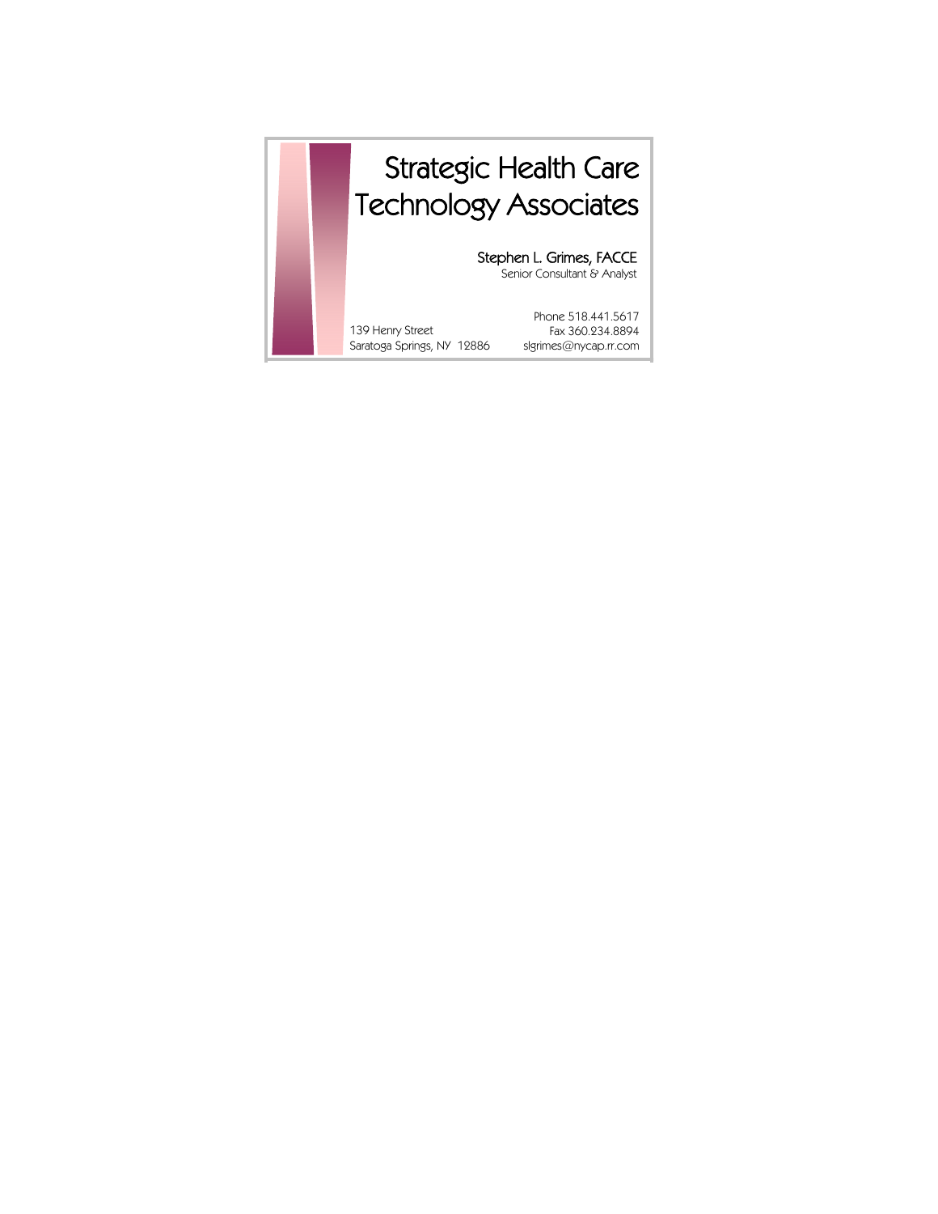# Strategic Health Care Technology Associates

**Stephen L. Grimes, FACCE**
Senior Consultant & Analyst

139 Henry Street
Saratoga Springs, NY 12886

Phone 518.441.5617
Fax 360.234.8894
slgrimes@nycap.rr.com